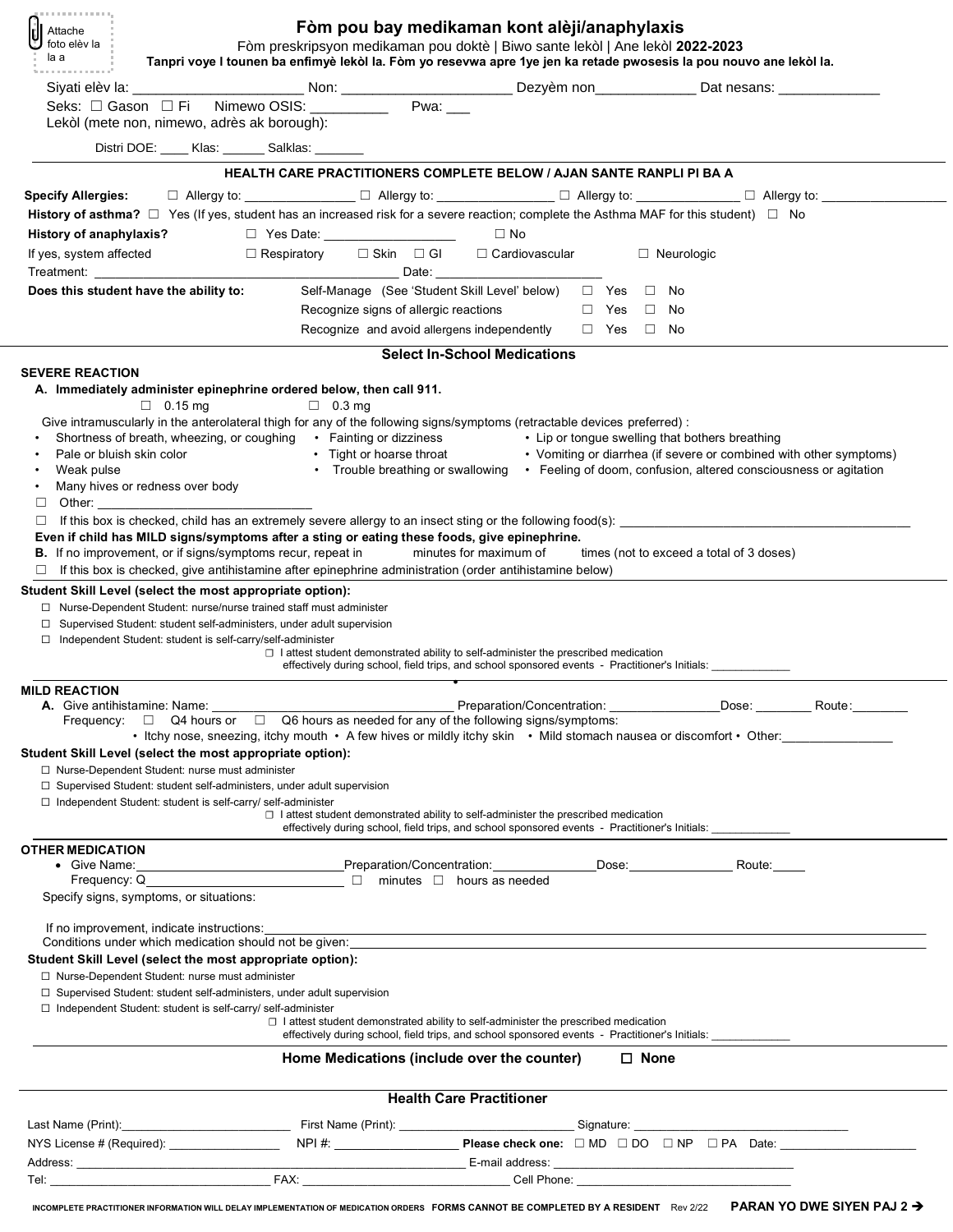Attache foto elèv la la a

# Fòm pou bay medikaman kont alèji/anaphylaxis

Fòm preskripsyon medikaman pou doktè | Biwo sante lekòl | Ane lekòl **2022-2023**

**Tanpri voye l tounen ba enfimyè lekòl la. Fòm yo resevwa apre 1ye jen ka retade pwosesis la pou nouvo ane lekòl la.**

Siyati elèv la: ____________________ Non: ____________________ Dezyèm non____________ Dat nesans: ____________

Seks: ☐ Gason ☐ Fi Nimewo OSIS: __________ Pwa: ___

Lekòl (mete non, nimewo, adrès ak borough):

Distri DOE: ____ Klas: ______ Salklas: _______

## HEALTH CARE PRACTITIONERS COMPLETE BELOW / AJAN SANTE RANPLI PI BA A

**Specify Allergies:** ☐ Allergy to: _______________ ☐ Allergy to: ________________ ☐ Allergy to: ______________ ☐ Allergy to: _________________

**History of asthma?** ☐ Yes (If yes, student has an increased risk for a severe reaction; complete the Asthma MAF for this student) ☐ No

**History of anaphylaxis?** ☐ Yes Date: __________________ ☐ No

If yes, system affected ☐ Respiratory ☐ Skin ☐ GI ☐ Cardiovascular ☐ Neurologic

Treatment: ____________________________________________ Date: ______________________

**Does this student have the ability to:**

- Self-Manage (See 'Student Skill Level' below) ☐ Yes ☐ No
- Recognize signs of allergic reactions ☐ Yes ☐ No
- Recognize and avoid allergens independently ☐ Yes ☐ No

## Select In-School Medications

### SEVERE REACTION

**A. Immediately administer epinephrine ordered below, then call 911.**

☐ 0.15 mg ☐ 0.3 mg

Give intramuscularly in the anterolateral thigh for any of the following signs/symptoms (retractable devices preferred) :

- Shortness of breath, wheezing, or coughing
- Pale or bluish skin color
- Weak pulse
- Many hives or redness over body
- Fainting or dizziness
- Tight or hoarse throat
- Trouble breathing or swallowing
- Lip or tongue swelling that bothers breathing
- Vomiting or diarrhea (if severe or combined with other symptoms)
- Feeling of doom, confusion, altered consciousness or agitation

☐ Other: ______________________________

☐ If this box is checked, child has an extremely severe allergy to an insect sting or the following food(s): ________________________________________

**Even if child has MILD signs/symptoms after a sting or eating these foods, give epinephrine.**

**B.** If no improvement, or if signs/symptoms recur, repeat in minutes for maximum of times (not to exceed a total of 3 doses)

☐ If this box is checked, give antihistamine after epinephrine administration (order antihistamine below)

**Student Skill Level (select the most appropriate option):**

☐ Nurse-Dependent Student: nurse/nurse trained staff must administer

☐ Supervised Student: student self-administers, under adult supervision

☐ Independent Student: student is self-carry/self-administer

☐ I attest student demonstrated ability to self-administer the prescribed medication effectively during school, field trips, and school sponsored events - Practitioner's Initials: ____________

### MILD REACTION

**A.** Give antihistamine: Name: _________________________________ Preparation/Concentration: _______________Dose: ________ Route:________

Frequency: ☐ Q4 hours or ☐ Q6 hours as needed for any of the following signs/symptoms:

- Itchy nose, sneezing, itchy mouth • A few hives or mildly itchy skin • Mild stomach nausea or discomfort • Other:_______________

**Student Skill Level (select the most appropriate option):**

☐ Nurse-Dependent Student: nurse must administer

☐ Supervised Student: student self-administers, under adult supervision

☐ Independent Student: student is self-carry/ self-administer

☐ I attest student demonstrated ability to self-administer the prescribed medication effectively during school, field trips, and school sponsored events - Practitioner's Initials: ____________

### OTHER MEDICATION

- Give Name:_____________________________Preparation/Concentration:______________Dose:_______________ Route:_____

Frequency: Q_____________________________ ☐ minutes ☐ hours as needed

Specify signs, symptoms, or situations:

If no improvement, indicate instructions:______________________________________________________________

Conditions under which medication should not be given:______________________________________________________

**Student Skill Level (select the most appropriate option):**

☐ Nurse-Dependent Student: nurse must administer

☐ Supervised Student: student self-administers, under adult supervision

☐ Independent Student: student is self-carry/ self-administer

☐ I attest student demonstrated ability to self-administer the prescribed medication effectively during school, field trips, and school sponsored events - Practitioner's Initials: ____________

## Home Medications (include over the counter) ☐ None

## Health Care Practitioner

Last Name (Print):_________________________ First Name (Print): _________________________ Signature: _______________________________

NYS License # (Required): ________________ NPI #: __________________ **Please check one:** ☐ MD ☐ DO ☐ NP ☐ PA Date: ____________________

Address: _____________________________________________________________ E-mail address: ___________________________________

Tel: _______________________________ FAX: ______________________________ Cell Phone: ________________________________

INCOMPLETE PRACTITIONER INFORMATION WILL DELAY IMPLEMENTATION OF MEDICATION ORDERS FORMS CANNOT BE COMPLETED BY A RESIDENT Rev 2/22 **PARAN YO DWE SIYEN PAJ 2 →**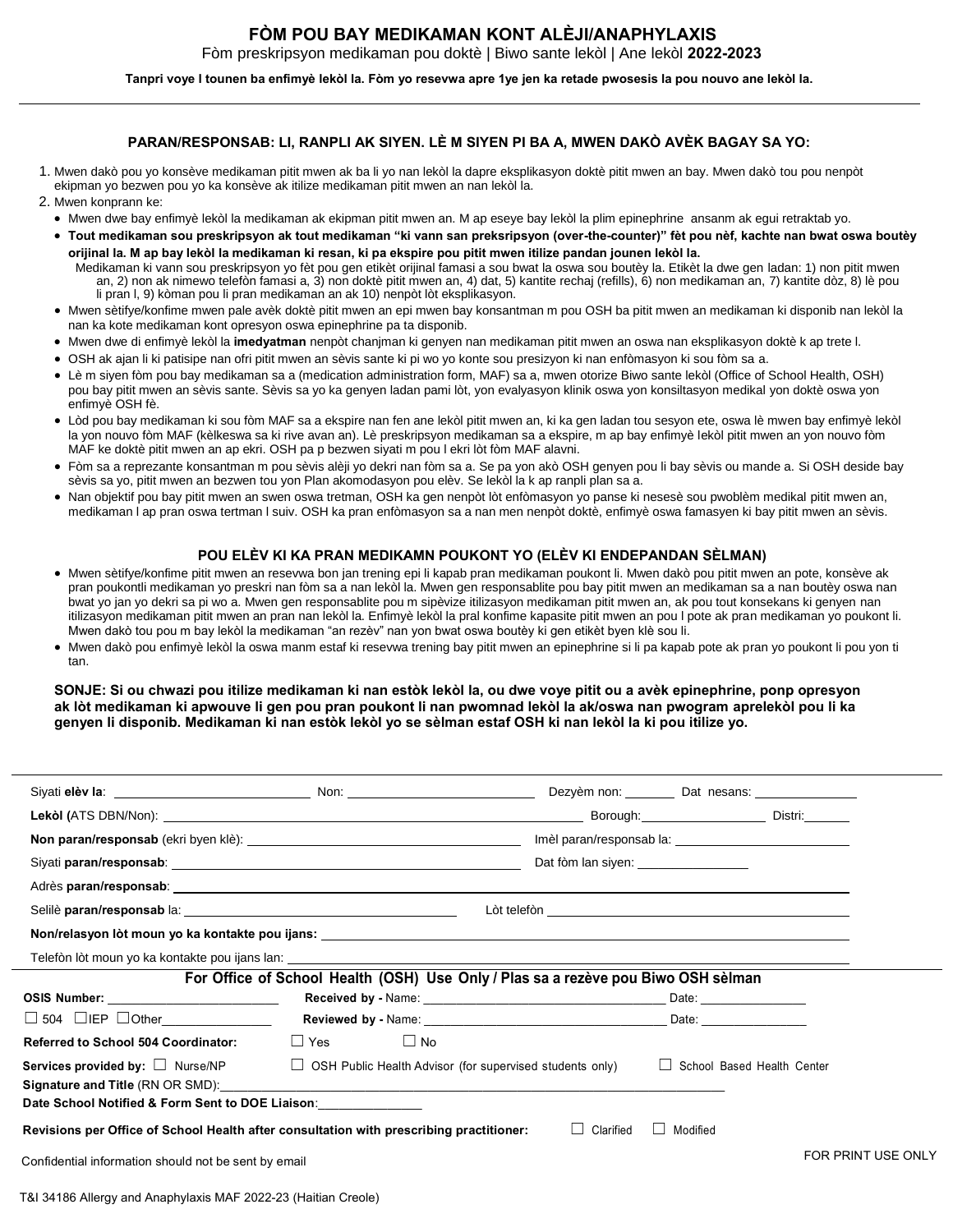# FÒM POU BAY MEDIKAMAN KONT ALÈJI/ANAPHYLAXIS

Fòm preskripsyon medikaman pou doktè | Biwo sante lekòl | Ane lekòl **2022-2023**

**Tanpri voye l tounen ba enfimyè lekòl la. Fòm yo resevwa apre 1ye jen ka retade pwosesis la pou nouvo ane lekòl la.**

### PARAN/RESPONSAB: LI, RANPLI AK SIYEN. LÈ M SIYEN PI BA A, MWEN DAKÒ AVÈK BAGAY SA YO:

1. Mwen dakò pou yo konsève medikaman pitit mwen ak ba li yo nan lekòl la dapre eksplikasyon doktè pitit mwen an bay. Mwen dakò tou pou nenpòt ekipman yo bezwen pou yo ka konsève ak itilize medikaman pitit mwen an nan lekòl la.
2. Mwen konprann ke:
   - Mwen dwe bay enfimyè lekòl la medikaman ak ekipman pitit mwen an. M ap eseye bay lekòl la plim epinephrine ansanm ak egui retraktab yo.
   - **Tout medikaman sou preskripsyon ak tout medikaman "ki vann san preskripsyon (over-the-counter)" fèt pou nèf, kachte nan bwat oswa boutèy orijinal la. M ap bay lekòl la medikaman ki resan, ki pa ekspire pou pitit mwen itilize pandan jounen lekòl la.**
     Medikaman ki vann sou preskripsyon yo fèt pou gen etikèt orijinal famasi a sou bwat la oswa sou boutèy la. Etikèt la dwe gen ladan: 1) non pitit mwen an, 2) non ak nimewo telefòn famasi a, 3) non doktè pitit mwen an, 4) dat, 5) kantite rechaj (refills), 6) non medikaman an, 7) kantite dòz, 8) lè pou li pran l, 9) kòman pou li pran medikaman an ak 10) nenpòt lòt eksplikasyon.
   - Mwen sètifye/konfime mwen pale avèk doktè pitit mwen an epi mwen bay konsantman m pou OSH ba pitit mwen an medikaman ki disponib nan lekòl la nan ka kote medikaman kont opresyon oswa epinephrine pa ta disponib.
   - Mwen dwe di enfimyè lekòl la **imedyatman** nenpòt chanjman ki genyen nan medikaman pitit mwen an oswa nan eksplikasyon doktè k ap trete l.
   - OSH ak ajan li ki patisipe nan ofri pitit mwen an sèvis sante ki pi wo yo konte sou presizyon ki nan enfòmasyon ki sou fòm sa a.
   - Lè m siyen fòm pou bay medikaman sa a (medication administration form, MAF) sa a, mwen otorize Biwo sante lekòl (Office of School Health, OSH) pou bay pitit mwen an sèvis sante. Sèvis sa yo ka genyen ladan pami lòt, yon evalyasyon klinik oswa yon konsiltasyon medikal yon doktè oswa yon enfimyè OSH fè.
   - Lòd pou bay medikaman ki sou fòm MAF sa a ekspire nan fen ane lekòl pitit mwen an, ki ka gen ladan tou sesyon ete, oswa lè mwen bay enfimyè lekòl la yon nouvo fòm MAF (kèlkeswa sa ki rive avan an). Lè preskripsyon medikaman sa a ekspire, m ap bay enfimyè lekòl pitit mwen an yon nouvo fòm MAF ke doktè pitit mwen an ap ekri. OSH pa p bezwen siyati m pou l ekri lòt fòm MAF alavni.
   - Fòm sa a reprezante konsantman m pou sèvis alèji yo dekri nan fòm sa a. Se pa yon akò OSH genyen pou li bay sèvis ou mande a. Si OSH deside bay sèvis sa yo, pitit mwen an bezwen tou yon Plan akomodasyon pou elèv. Se lekòl la k ap ranpli plan sa a.
   - Nan objektif pou bay pitit mwen an swen oswa tretman, OSH ka gen nenpòt lòt enfòmasyon yo panse ki nesesè sou pwoblèm medikal pitit mwen an, medikaman l ap pran oswa tertman l suiv. OSH ka pran enfòmasyon sa a nan men nenpòt doktè, enfimyè oswa famasyen ki bay pitit mwen an sèvis.

### POU ELÈV KI KA PRAN MEDIKAMN POUKONT YO (ELÈV KI ENDEPANDAN SÈLMAN)

- Mwen sètifye/konfime pitit mwen an resevwa bon jan trening epi li kapab pran medikaman poukont li. Mwen dakò pou pitit mwen an pote, konsève ak pran poukontli medikaman yo preskri nan fòm sa a nan lekòl la. Mwen gen responsablite pou bay pitit mwen an medikaman sa a nan boutèy oswa nan bwat yo jan yo dekri sa pi wo a. Mwen gen responsablite pou m sipèvize itilizasyon medikaman pitit mwen an, ak pou tout konsekans ki genyen nan itilizasyon medikaman pitit mwen an pran nan lekòl la. Enfimyè lekòl la pral konfime kapasite pitit mwen an pou l pote ak pran medikaman yo poukont li. Mwen dakò tou pou m bay lekòl la medikaman "an rezèv" nan yon bwat oswa boutèy ki gen etikèt byen klè sou li.
- Mwen dakò pou enfimyè lekòl la oswa manm estaf ki resevwa trening bay pitit mwen an epinephrine si li pa kapab pote ak pran yo poukont li pou yon ti tan.

**SONJE: Si ou chwazi pou itilize medikaman ki nan estòk lekòl la, ou dwe voye pitit ou a avèk epinephrine, ponp opresyon ak lòt medikaman ki apwouve li gen pou pran poukont li nan pwomnad lekòl la ak/oswa nan pwogram aprelekòl pou li ka genyen li disponib. Medikaman ki nan estòk lekòl yo se sèlman estaf OSH ki nan lekòl la ki pou itilize yo.**

Siyati **elèv la**: ____________ Non: ____________ Dezyèm non: ______ Dat nesans: ____________

**Lekòl** (ATS DBN/Non): ____________ Borough: ____________ Distri: ______

**Non paran/responsab** (ekri byen klè): ____________ Imèl paran/responsab la: ____________

Siyati **paran/responsab**: ____________ Dat fòm lan siyen: ____________

Adrès **paran/responsab**: ____________

Selilè **paran/responsab** la: ____________ Lòt telefòn ____________

**Non/relasyon lòt moun yo ka kontakte pou ijans:** ____________

Telefòn lòt moun yo ka kontakte pou ijans lan: ____________

**For Office of School Health (OSH) Use Only / Plas sa a rezève pou Biwo OSH sèlman**

**OSIS Number:** ____________ **Received by -** Name: ____________ Date: ____________

☐ 504 ☐ IEP ☐ Other ____________ **Reviewed by -** Name: ____________ Date: ____________

**Referred to School 504 Coordinator:** ☐ Yes ☐ No

**Services provided by:** ☐ Nurse/NP ☐ OSH Public Health Advisor (for supervised students only) ☐ School Based Health Center

**Signature and Title** (RN OR SMD): ____________

**Date School Notified & Form Sent to DOE Liaison**: ____________

**Revisions per Office of School Health after consultation with prescribing practitioner:** ☐ Clarified ☐ Modified

Confidential information should not be sent by email

FOR PRINT USE ONLY

T&I 34186 Allergy and Anaphylaxis MAF 2022-23 (Haitian Creole)